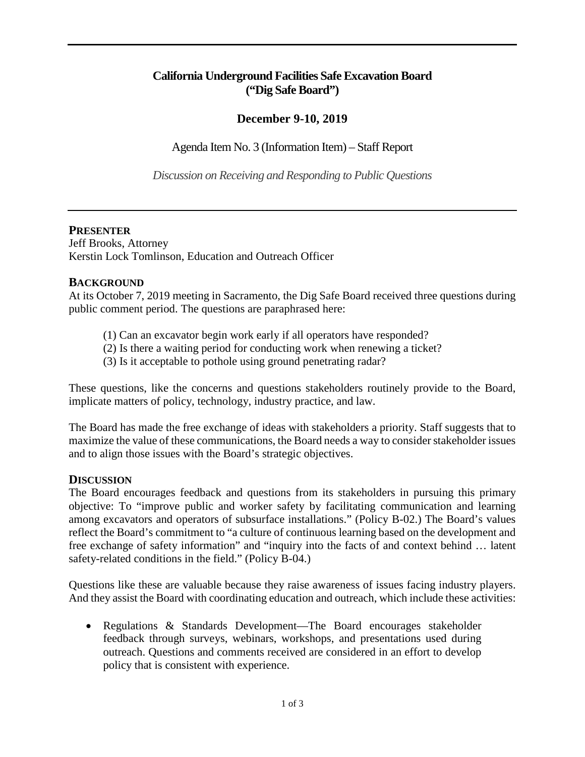# California Underground Facilities Safe Excavation Board ("Dig Safe Board")

## December 9-10, 2019

Agenda Item No. 3 (Information Item) – Staff Report

*Discussion on Receiving and Responding to Public Questions*

---

## PRESENTER

Jeff Brooks, Attorney
Kerstin Lock Tomlinson, Education and Outreach Officer

## BACKGROUND

At its October 7, 2019 meeting in Sacramento, the Dig Safe Board received three questions during public comment period. The questions are paraphrased here:

(1) Can an excavator begin work early if all operators have responded?
(2) Is there a waiting period for conducting work when renewing a ticket?
(3) Is it acceptable to pothole using ground penetrating radar?

These questions, like the concerns and questions stakeholders routinely provide to the Board, implicate matters of policy, technology, industry practice, and law.

The Board has made the free exchange of ideas with stakeholders a priority. Staff suggests that to maximize the value of these communications, the Board needs a way to consider stakeholder issues and to align those issues with the Board's strategic objectives.

## DISCUSSION

The Board encourages feedback and questions from its stakeholders in pursuing this primary objective: To "improve public and worker safety by facilitating communication and learning among excavators and operators of subsurface installations." (Policy B-02.) The Board's values reflect the Board's commitment to "a culture of continuous learning based on the development and free exchange of safety information" and "inquiry into the facts of and context behind … latent safety-related conditions in the field." (Policy B-04.)

Questions like these are valuable because they raise awareness of issues facing industry players. And they assist the Board with coordinating education and outreach, which include these activities:

- Regulations & Standards Development—The Board encourages stakeholder feedback through surveys, webinars, workshops, and presentations used during outreach. Questions and comments received are considered in an effort to develop policy that is consistent with experience.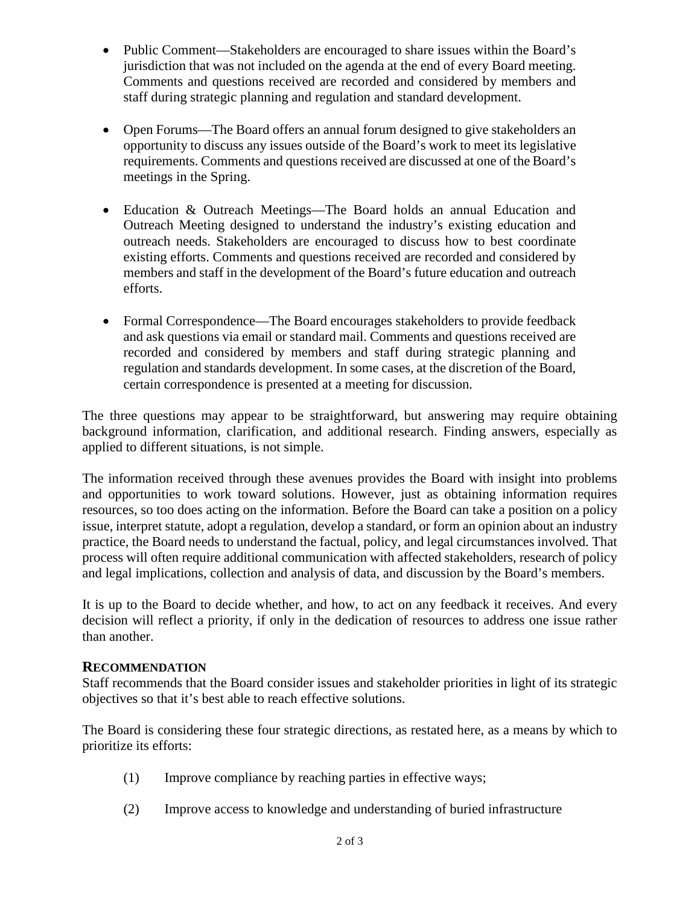- Public Comment—Stakeholders are encouraged to share issues within the Board's jurisdiction that was not included on the agenda at the end of every Board meeting. Comments and questions received are recorded and considered by members and staff during strategic planning and regulation and standard development.

- Open Forums—The Board offers an annual forum designed to give stakeholders an opportunity to discuss any issues outside of the Board's work to meet its legislative requirements. Comments and questions received are discussed at one of the Board's meetings in the Spring.

- Education & Outreach Meetings—The Board holds an annual Education and Outreach Meeting designed to understand the industry's existing education and outreach needs. Stakeholders are encouraged to discuss how to best coordinate existing efforts. Comments and questions received are recorded and considered by members and staff in the development of the Board's future education and outreach efforts.

- Formal Correspondence—The Board encourages stakeholders to provide feedback and ask questions via email or standard mail. Comments and questions received are recorded and considered by members and staff during strategic planning and regulation and standards development. In some cases, at the discretion of the Board, certain correspondence is presented at a meeting for discussion.

The three questions may appear to be straightforward, but answering may require obtaining background information, clarification, and additional research. Finding answers, especially as applied to different situations, is not simple.

The information received through these avenues provides the Board with insight into problems and opportunities to work toward solutions. However, just as obtaining information requires resources, so too does acting on the information. Before the Board can take a position on a policy issue, interpret statute, adopt a regulation, develop a standard, or form an opinion about an industry practice, the Board needs to understand the factual, policy, and legal circumstances involved. That process will often require additional communication with affected stakeholders, research of policy and legal implications, collection and analysis of data, and discussion by the Board's members.

It is up to the Board to decide whether, and how, to act on any feedback it receives. And every decision will reflect a priority, if only in the dedication of resources to address one issue rather than another.

## RECOMMENDATION

Staff recommends that the Board consider issues and stakeholder priorities in light of its strategic objectives so that it's best able to reach effective solutions.

The Board is considering these four strategic directions, as restated here, as a means by which to prioritize its efforts:

(1) Improve compliance by reaching parties in effective ways;

(2) Improve access to knowledge and understanding of buried infrastructure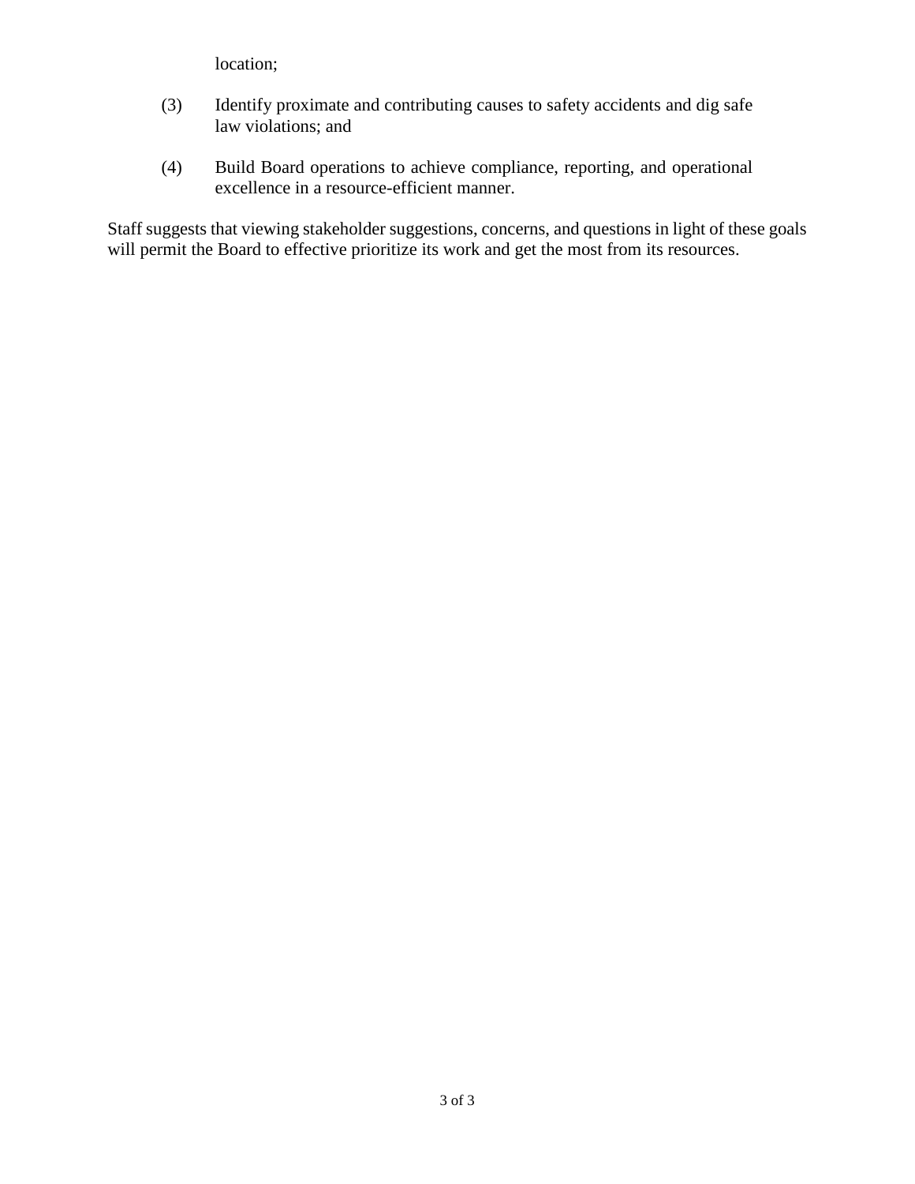location;

(3) Identify proximate and contributing causes to safety accidents and dig safe law violations; and

(4) Build Board operations to achieve compliance, reporting, and operational excellence in a resource-efficient manner.

Staff suggests that viewing stakeholder suggestions, concerns, and questions in light of these goals will permit the Board to effective prioritize its work and get the most from its resources.